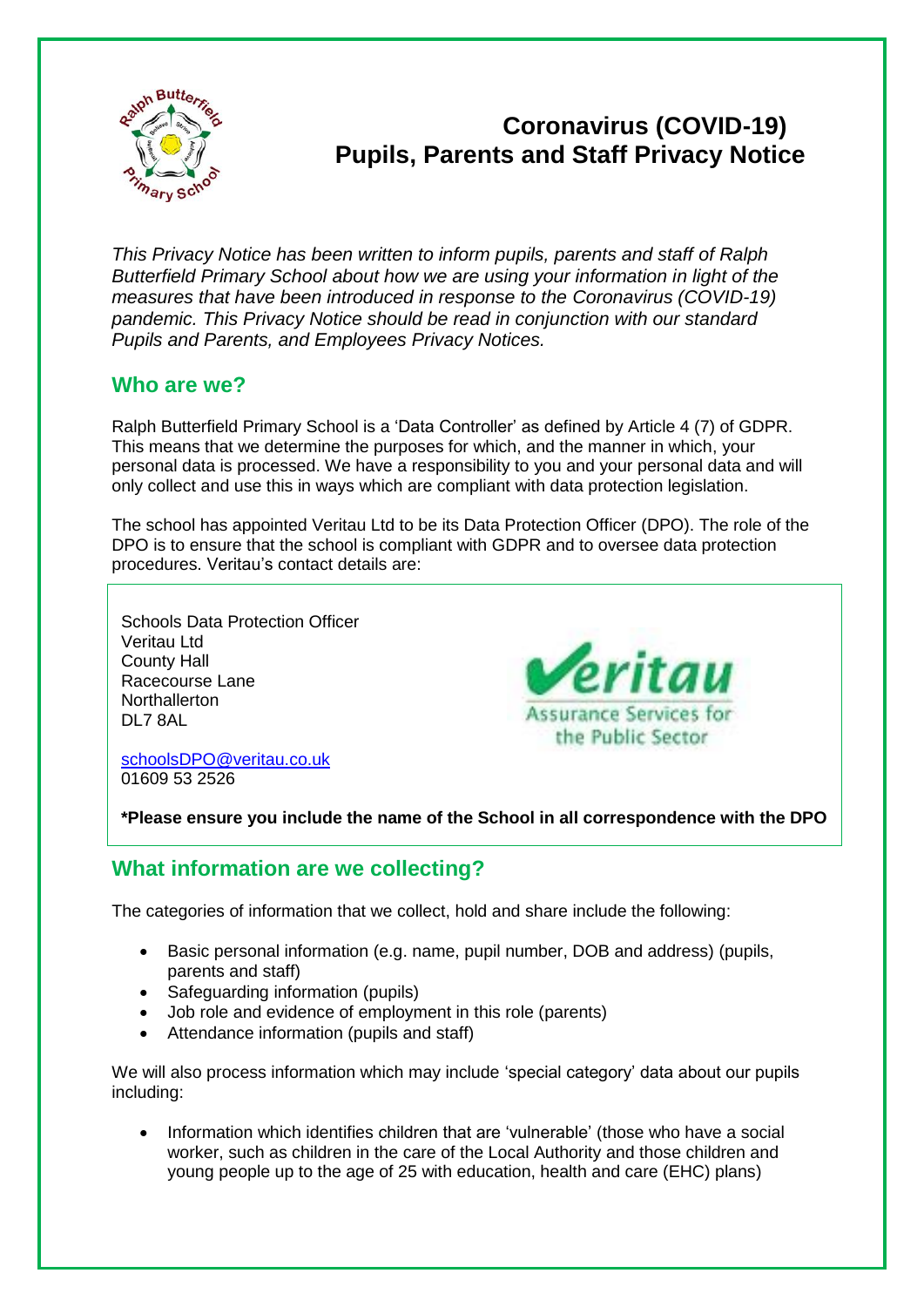# Coronavirus (COVID-19) Pupils, Parents and Staff Privacy Notice

*This Privacy Notice has been written to inform pupils, parents and staff of Ralph Butterfield Primary School about how we are using your information in light of the measures that have been introduced in response to the Coronavirus (COVID-19) pandemic. This Privacy Notice should be read in conjunction with our standard Pupils and Parents, and Employees Privacy Notices.*

## Who are we?

Ralph Butterfield Primary School is a 'Data Controller' as defined by Article 4 (7) of GDPR. This means that we determine the purposes for which, and the manner in which, your personal data is processed. We have a responsibility to you and your personal data and will only collect and use this in ways which are compliant with data protection legislation.

The school has appointed Veritau Ltd to be its Data Protection Officer (DPO). The role of the DPO is to ensure that the school is compliant with GDPR and to oversee data protection procedures. Veritau's contact details are:

Schools Data Protection Officer
Veritau Ltd
County Hall
Racecourse Lane
Northallerton
DL7 8AL

schoolsDPO@veritau.co.uk
01609 53 2526

**\*Please ensure you include the name of the School in all correspondence with the DPO**

## What information are we collecting?

The categories of information that we collect, hold and share include the following:

- Basic personal information (e.g. name, pupil number, DOB and address) (pupils, parents and staff)
- Safeguarding information (pupils)
- Job role and evidence of employment in this role (parents)
- Attendance information (pupils and staff)

We will also process information which may include 'special category' data about our pupils including:

- Information which identifies children that are 'vulnerable' (those who have a social worker, such as children in the care of the Local Authority and those children and young people up to the age of 25 with education, health and care (EHC) plans)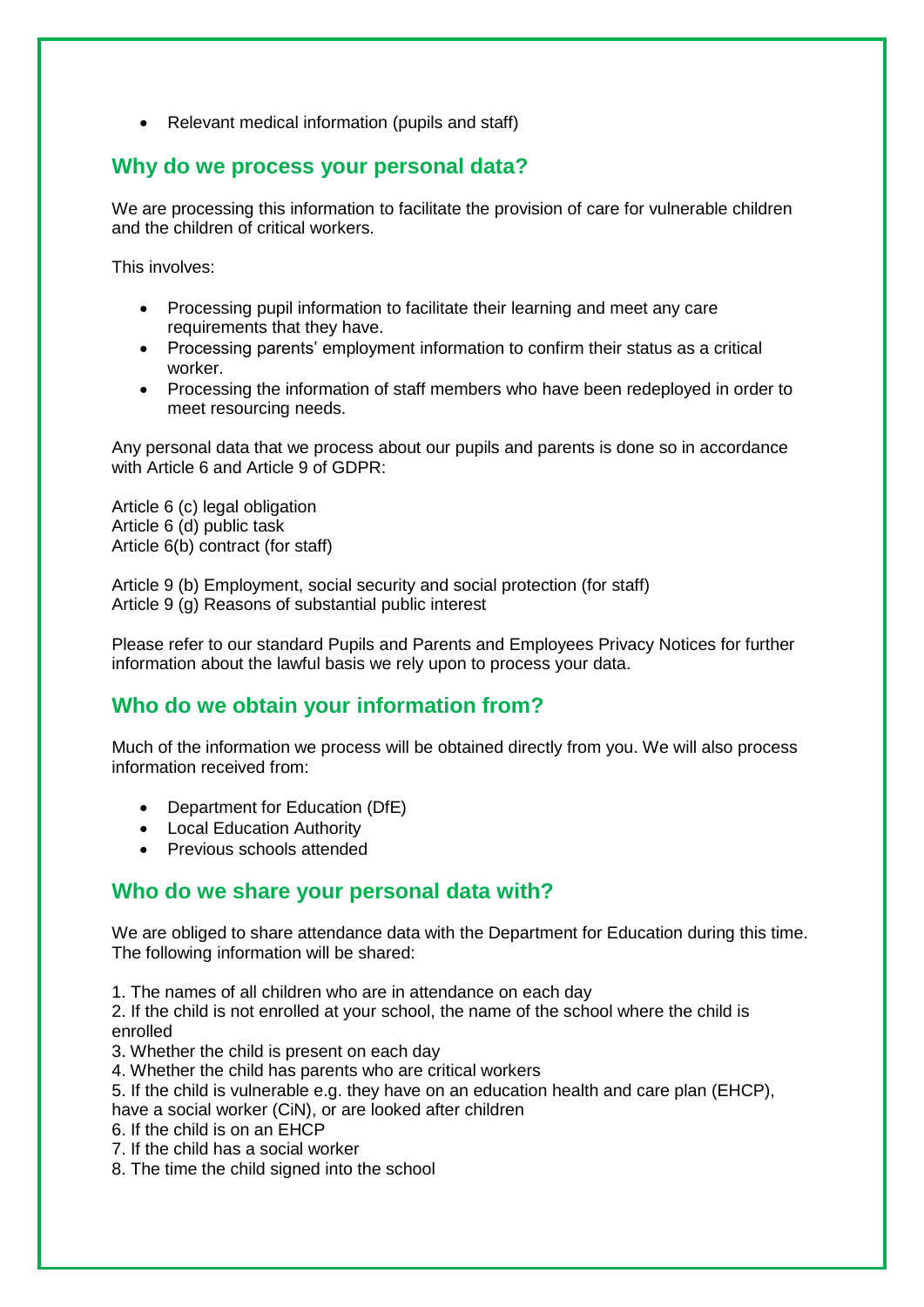- Relevant medical information (pupils and staff)

## Why do we process your personal data?

We are processing this information to facilitate the provision of care for vulnerable children and the children of critical workers.

This involves:

- Processing pupil information to facilitate their learning and meet any care requirements that they have.
- Processing parents' employment information to confirm their status as a critical worker.
- Processing the information of staff members who have been redeployed in order to meet resourcing needs.

Any personal data that we process about our pupils and parents is done so in accordance with Article 6 and Article 9 of GDPR:

Article 6 (c) legal obligation
Article 6 (d) public task
Article 6(b) contract (for staff)

Article 9 (b) Employment, social security and social protection (for staff)
Article 9 (g) Reasons of substantial public interest

Please refer to our standard Pupils and Parents and Employees Privacy Notices for further information about the lawful basis we rely upon to process your data.

## Who do we obtain your information from?

Much of the information we process will be obtained directly from you. We will also process information received from:

- Department for Education (DfE)
- Local Education Authority
- Previous schools attended

## Who do we share your personal data with?

We are obliged to share attendance data with the Department for Education during this time. The following information will be shared:

1. The names of all children who are in attendance on each day
2. If the child is not enrolled at your school, the name of the school where the child is enrolled
3. Whether the child is present on each day
4. Whether the child has parents who are critical workers
5. If the child is vulnerable e.g. they have on an education health and care plan (EHCP), have a social worker (CiN), or are looked after children
6. If the child is on an EHCP
7. If the child has a social worker
8. The time the child signed into the school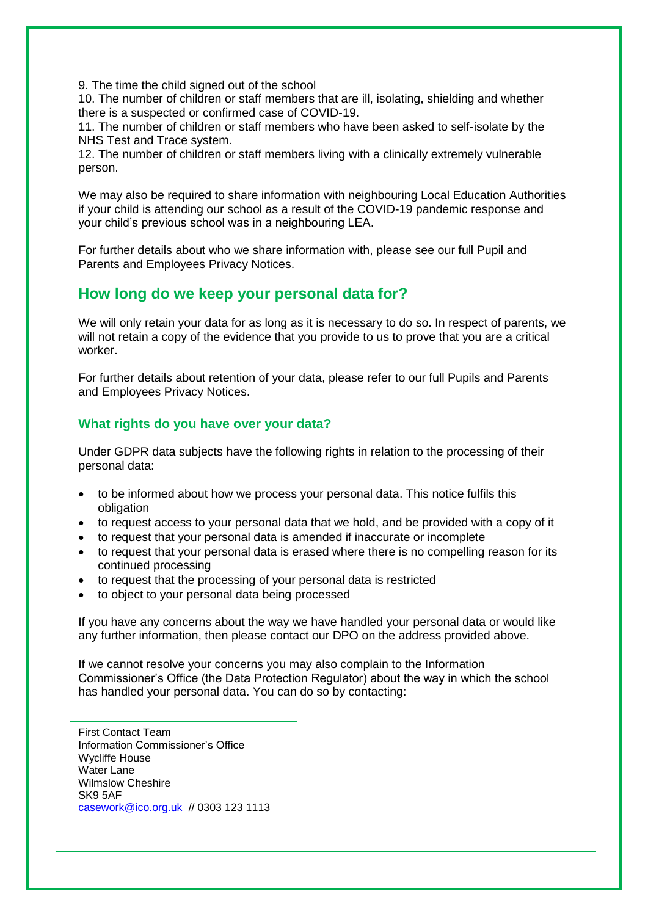9. The time the child signed out of the school
10. The number of children or staff members that are ill, isolating, shielding and whether there is a suspected or confirmed case of COVID-19.
11. The number of children or staff members who have been asked to self-isolate by the NHS Test and Trace system.
12. The number of children or staff members living with a clinically extremely vulnerable person.

We may also be required to share information with neighbouring Local Education Authorities if your child is attending our school as a result of the COVID-19 pandemic response and your child's previous school was in a neighbouring LEA.

For further details about who we share information with, please see our full Pupil and Parents and Employees Privacy Notices.

## How long do we keep your personal data for?

We will only retain your data for as long as it is necessary to do so. In respect of parents, we will not retain a copy of the evidence that you provide to us to prove that you are a critical worker.

For further details about retention of your data, please refer to our full Pupils and Parents and Employees Privacy Notices.

### What rights do you have over your data?

Under GDPR data subjects have the following rights in relation to the processing of their personal data:

- to be informed about how we process your personal data. This notice fulfils this obligation
- to request access to your personal data that we hold, and be provided with a copy of it
- to request that your personal data is amended if inaccurate or incomplete
- to request that your personal data is erased where there is no compelling reason for its continued processing
- to request that the processing of your personal data is restricted
- to object to your personal data being processed

If you have any concerns about the way we have handled your personal data or would like any further information, then please contact our DPO on the address provided above.

If we cannot resolve your concerns you may also complain to the Information Commissioner's Office (the Data Protection Regulator) about the way in which the school has handled your personal data. You can do so by contacting:

First Contact Team
Information Commissioner's Office
Wycliffe House
Water Lane
Wilmslow Cheshire
SK9 5AF
casework@ico.org.uk // 0303 123 1113